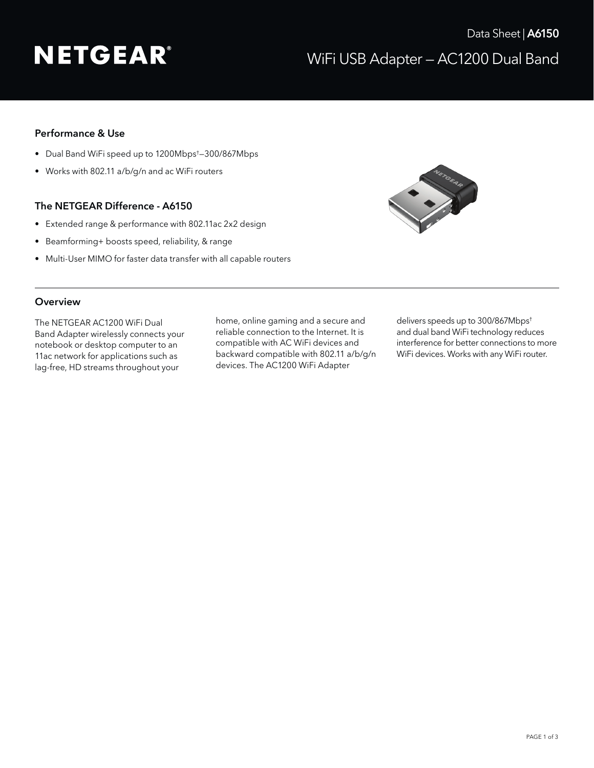Data Sheet | **A6150**

# NETGEAR®

## WiFi USB Adapter — AC1200 Dual Band

### Performance & Use

- Dual Band WiFi speed up to 1200Mbps†—300/867Mbps
- Works with 802.11 a/b/g/n and ac WiFi routers

### The NETGEAR Difference - A6150

- Extended range & performance with 802.11ac 2x2 design
- Beamforming+ boosts speed, reliability, & range
- Multi-User MIMO for faster data transfer with all capable routers

### Overview

The NETGEAR AC1200 WiFi Dual Band Adapter wirelessly connects your notebook or desktop computer to an 11ac network for applications such as lag-free, HD streams throughout your home, online gaming and a secure and reliable connection to the Internet. It is compatible with AC WiFi devices and backward compatible with 802.11 a/b/g/n devices. The AC1200 WiFi Adapter delivers speeds up to 300/867Mbps† and dual band WiFi technology reduces interference for better connections to more WiFi devices. Works with any WiFi router.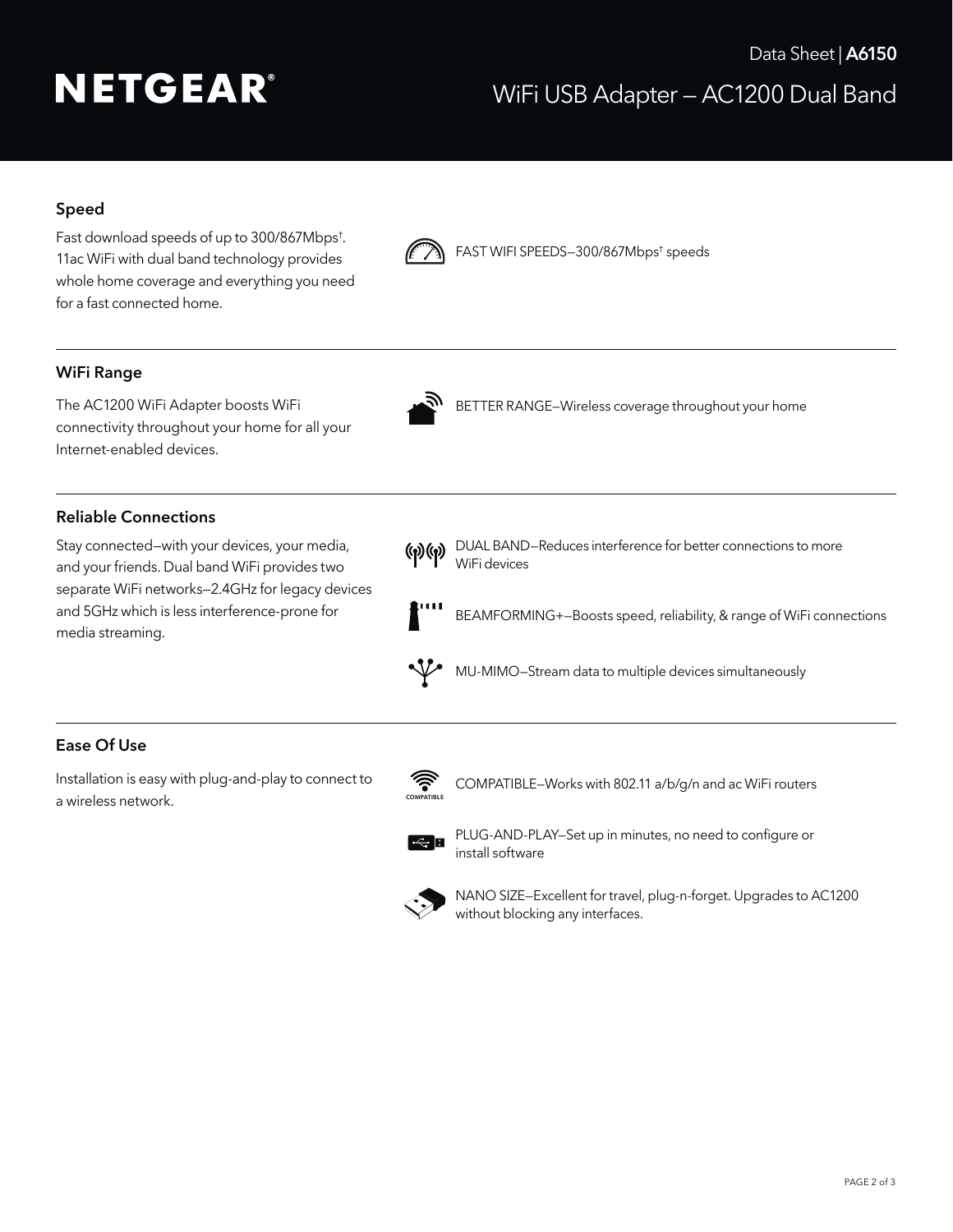NETGEAR®

Data Sheet | **A6150**

WiFi USB Adapter – AC1200 Dual Band

## Speed

Fast download speeds of up to 300/867Mbps†. 11ac WiFi with dual band technology provides whole home coverage and everything you need for a fast connected home.

FAST WIFI SPEEDS—300/867Mbps† speeds

## WiFi Range

The AC1200 WiFi Adapter boosts WiFi connectivity throughout your home for all your Internet-enabled devices.

BETTER RANGE—Wireless coverage throughout your home

## Reliable Connections

Stay connected—with your devices, your media, and your friends. Dual band WiFi provides two separate WiFi networks—2.4GHz for legacy devices and 5GHz which is less interference-prone for media streaming.

DUAL BAND—Reduces interference for better connections to more WiFi devices

BEAMFORMING+—Boosts speed, reliability, & range of WiFi connections

MU-MIMO—Stream data to multiple devices simultaneously

## Ease Of Use

Installation is easy with plug-and-play to connect to a wireless network.

COMPATIBLE—Works with 802.11 a/b/g/n and ac WiFi routers

PLUG-AND-PLAY—Set up in minutes, no need to configure or install software

NANO SIZE—Excellent for travel, plug-n-forget. Upgrades to AC1200 without blocking any interfaces.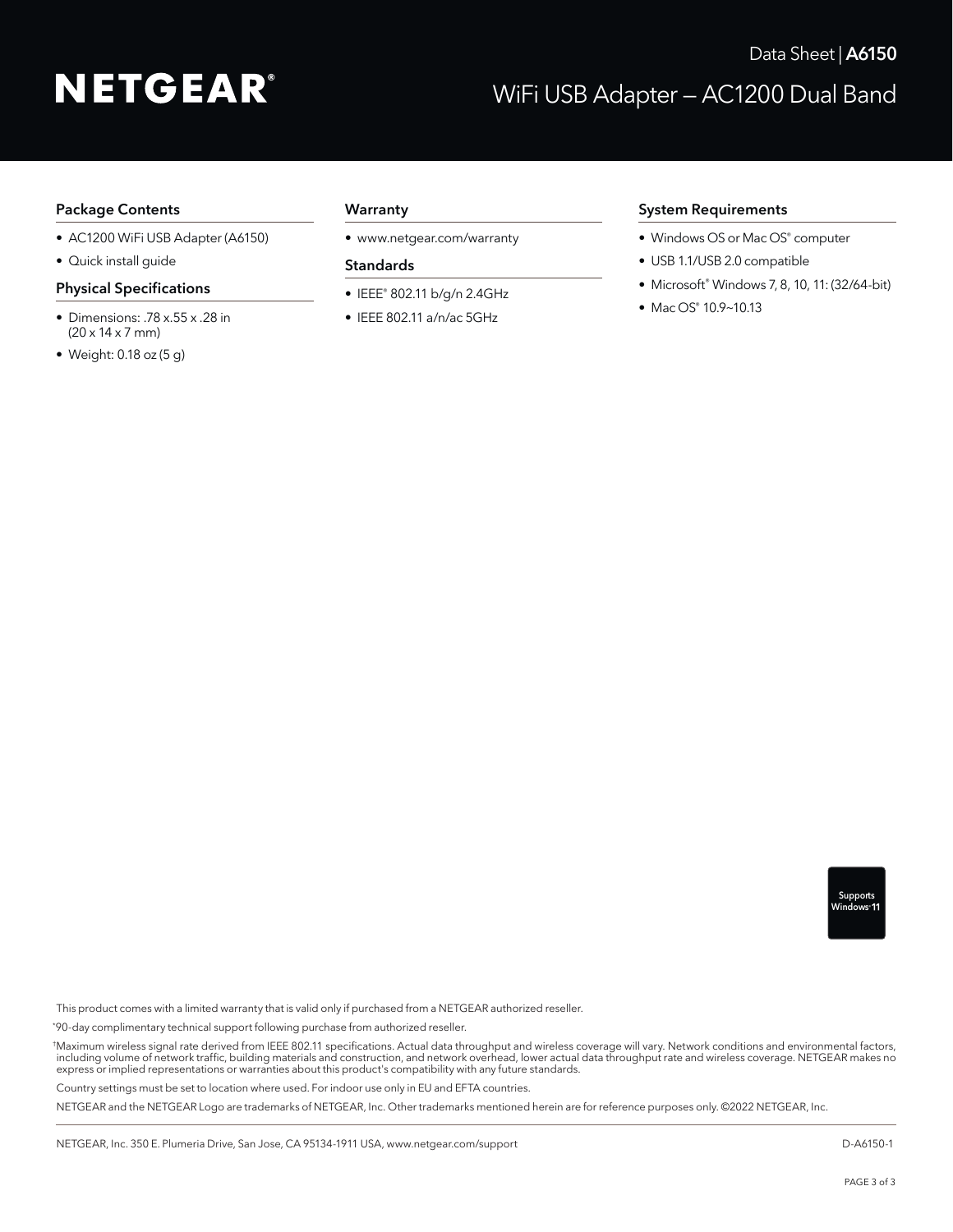# NETGEAR®

Data Sheet | **A6150**

WiFi USB Adapter — AC1200 Dual Band

## Package Contents

- AC1200 WiFi USB Adapter (A6150)
- Quick install guide

## Physical Specifications

- Dimensions: .78 x.55 x .28 in (20 x 14 x 7 mm)
- Weight: 0.18 oz (5 g)

## Warranty

- www.netgear.com/warranty

## Standards

- IEEE® 802.11 b/g/n 2.4GHz
- IEEE 802.11 a/n/ac 5GHz

## System Requirements

- Windows OS or Mac OS® computer
- USB 1.1/USB 2.0 compatible
- Microsoft® Windows 7, 8, 10, 11: (32/64-bit)
- Mac OS® 10.9~10.13

Supports Windows® 11

This product comes with a limited warranty that is valid only if purchased from a NETGEAR authorized reseller.

*90-day complimentary technical support following purchase from authorized reseller.

†Maximum wireless signal rate derived from IEEE 802.11 specifications. Actual data throughput and wireless coverage will vary. Network conditions and environmental factors, including volume of network traffic, building materials and construction, and network overhead, lower actual data throughput rate and wireless coverage. NETGEAR makes no express or implied representations or warranties about this product's compatibility with any future standards.

Country settings must be set to location where used. For indoor use only in EU and EFTA countries.

NETGEAR and the NETGEAR Logo are trademarks of NETGEAR, Inc. Other trademarks mentioned herein are for reference purposes only. ©2022 NETGEAR, Inc.

NETGEAR, Inc. 350 E. Plumeria Drive, San Jose, CA 95134-1911 USA, www.netgear.com/support

D-A6150-1